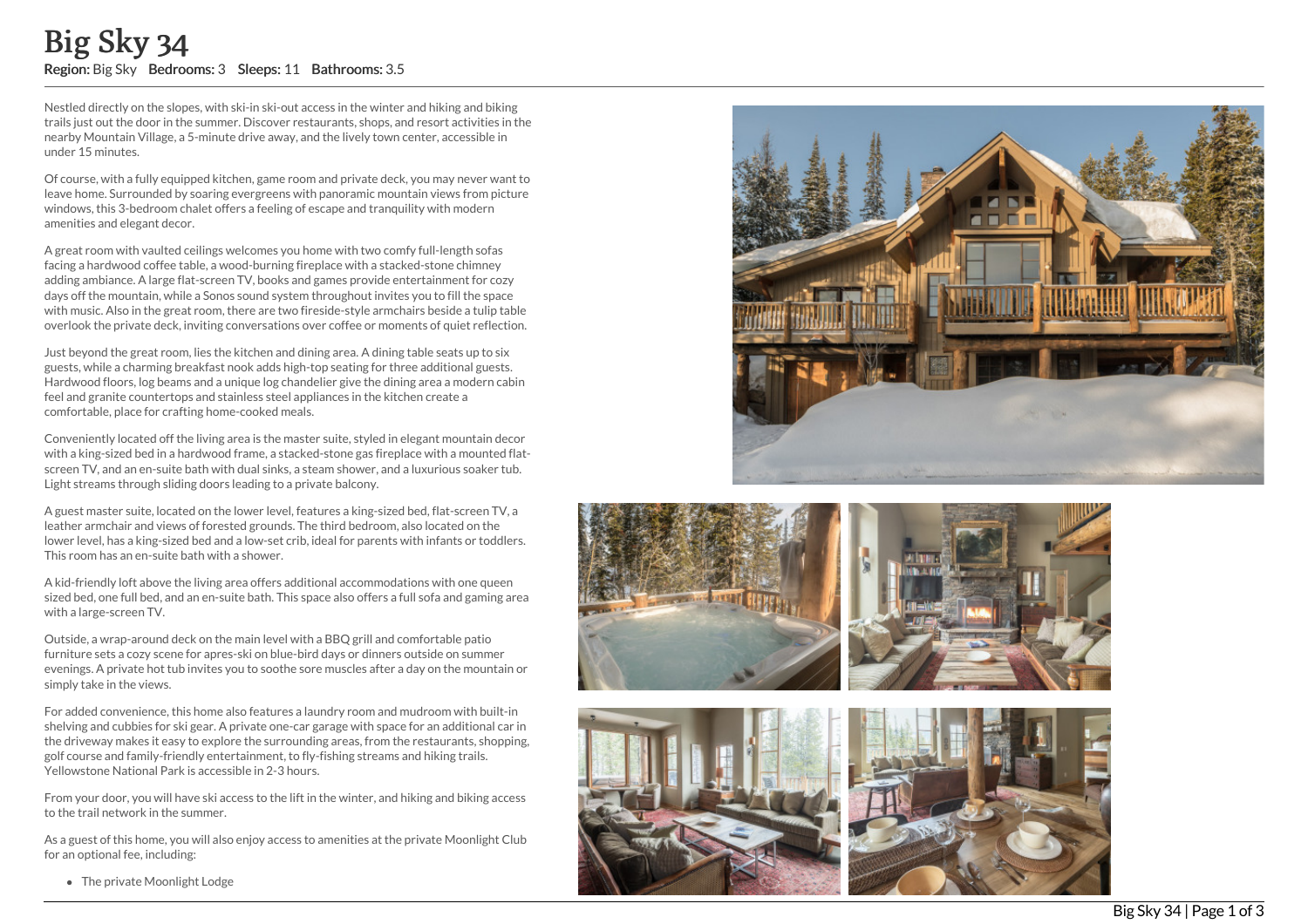# Big Sky 34

**Region:** Big Sky **Bedrooms:** 3 **Sleeps:** 11 **Bathrooms:** 3.5

Nestled directly on the slopes, with ski-in ski-out access in the winter and hiking and biking trails just out the door in the summer. Discover restaurants, shops, and resort activities in the nearby Mountain Village, a 5-minute drive away, and the lively town center, accessible in under 15 minutes.

Of course, with a fully equipped kitchen, game room and private deck, you may never want to leave home. Surrounded by soaring evergreens with panoramic mountain views from picture windows, this 3-bedroom chalet offers a feeling of escape and tranquility with modern amenities and elegant decor.

A great room with vaulted ceilings welcomes you home with two comfy full-length sofas facing a hardwood coffee table, a wood-burning fireplace with a stacked-stone chimney adding ambiance. A large flat-screen TV, books and games provide entertainment for cozy days off the mountain, while a Sonos sound system throughout invites you to fill the space with music. Also in the great room, there are two fireside-style armchairs beside a tulip table overlook the private deck, inviting conversations over coffee or moments of quiet reflection.

Just beyond the great room, lies the kitchen and dining area. A dining table seats up to six guests, while a charming breakfast nook adds high-top seating for three additional guests. Hardwood floors, log beams and a unique log chandelier give the dining area a modern cabin feel and granite countertops and stainless steel appliances in the kitchen create a comfortable, place for crafting home-cooked meals.

Conveniently located off the living area is the master suite, styled in elegant mountain decor with a king-sized bed in a hardwood frame, a stacked-stone gas fireplace with a mounted flat-screen TV, and an en-suite bath with dual sinks, a steam shower, and a luxurious soaker tub. Light streams through sliding doors leading to a private balcony.

A guest master suite, located on the lower level, features a king-sized bed, flat-screen TV, a leather armchair and views of forested grounds. The third bedroom, also located on the lower level, has a king-sized bed and a low-set crib, ideal for parents with infants or toddlers. This room has an en-suite bath with a shower.

A kid-friendly loft above the living area offers additional accommodations with one queen sized bed, one full bed, and an en-suite bath. This space also offers a full sofa and gaming area with a large-screen TV.

Outside, a wrap-around deck on the main level with a BBQ grill and comfortable patio furniture sets a cozy scene for apres-ski on blue-bird days or dinners outside on summer evenings. A private hot tub invites you to soothe sore muscles after a day on the mountain or simply take in the views.

For added convenience, this home also features a laundry room and mudroom with built-in shelving and cubbies for ski gear. A private one-car garage with space for an additional car in the driveway makes it easy to explore the surrounding areas, from the restaurants, shopping, golf course and family-friendly entertainment, to fly-fishing streams and hiking trails. Yellowstone National Park is accessible in 2-3 hours.

From your door, you will have ski access to the lift in the winter, and hiking and biking access to the trail network in the summer.

As a guest of this home, you will also enjoy access to amenities at the private Moonlight Club for an optional fee, including:

- The private Moonlight Lodge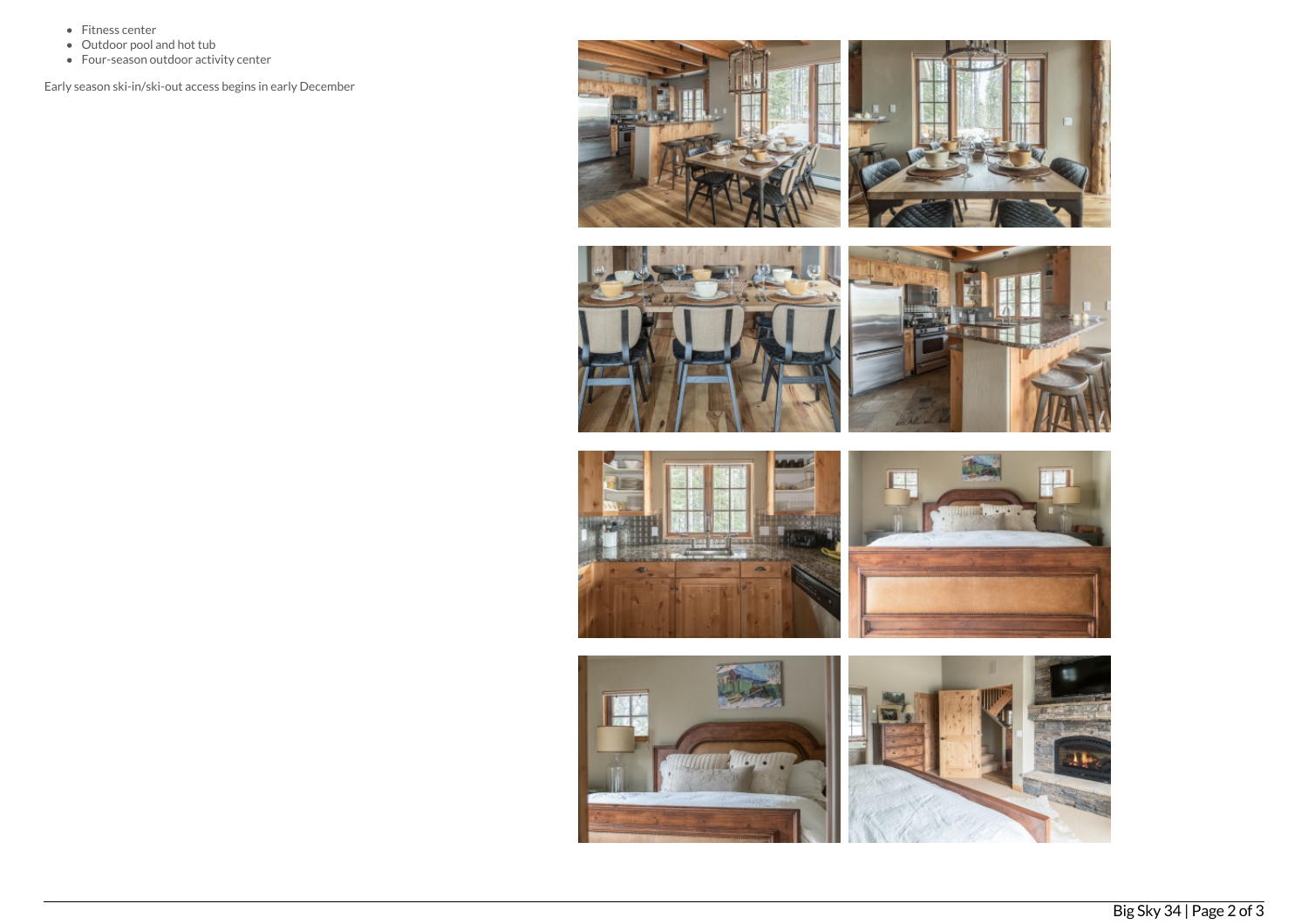- Fitness center
- Outdoor pool and hot tub
- Four-season outdoor activity center

Early season ski-in/ski-out access begins in early December